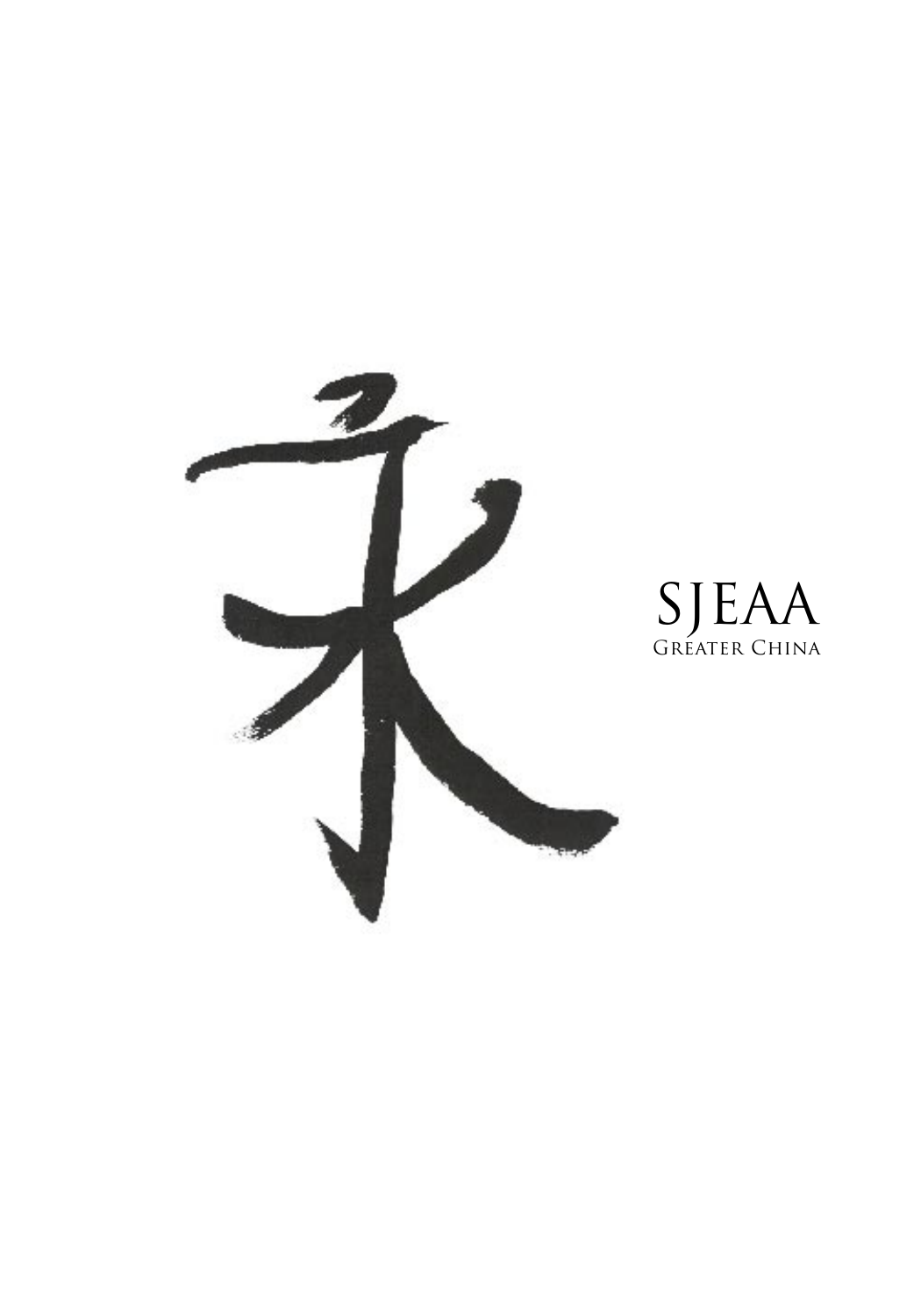永

SJEAA
Greater China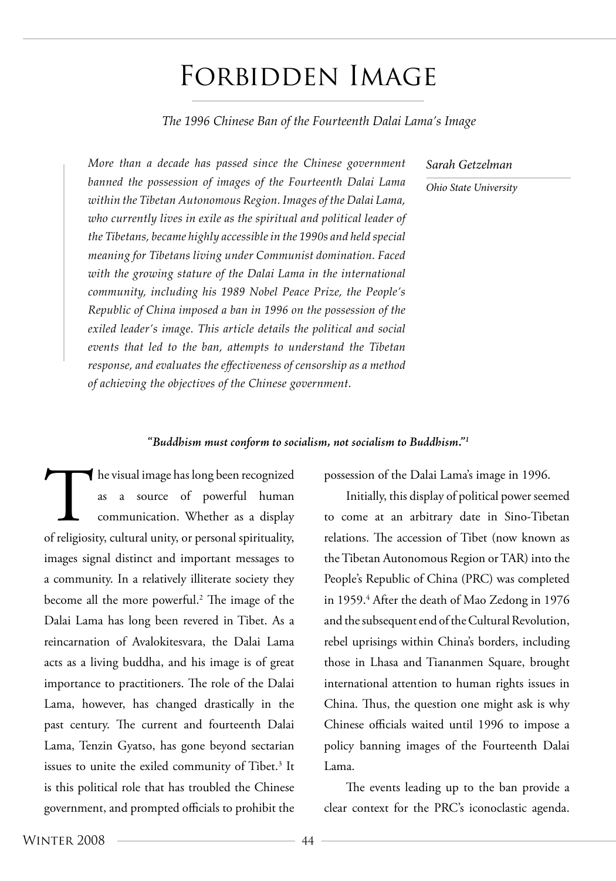# Forbidden Image

*The 1996 Chinese Ban of the Fourteenth Dalai Lama's Image*

*Sarah Getzelman*

*Ohio State University*

*More than a decade has passed since the Chinese government banned the possession of images of the Fourteenth Dalai Lama within the Tibetan Autonomous Region. Images of the Dalai Lama, who currently lives in exile as the spiritual and political leader of the Tibetans, became highly accessible in the 1990s and held special meaning for Tibetans living under Communist domination. Faced with the growing stature of the Dalai Lama in the international community, including his 1989 Nobel Peace Prize, the People's Republic of China imposed a ban in 1996 on the possession of the exiled leader's image. This article details the political and social events that led to the ban, attempts to understand the Tibetan response, and evaluates the effectiveness of censorship as a method of achieving the objectives of the Chinese government.*

***"Buddhism must conform to socialism, not socialism to Buddhism."[1]***

The visual image has long been recognized as a source of powerful human communication. Whether as a display of religiosity, cultural unity, or personal spirituality, images signal distinct and important messages to a community. In a relatively illiterate society they become all the more powerful.[2] The image of the Dalai Lama has long been revered in Tibet. As a reincarnation of Avalokitesvara, the Dalai Lama acts as a living buddha, and his image is of great importance to practitioners. The role of the Dalai Lama, however, has changed drastically in the past century. The current and fourteenth Dalai Lama, Tenzin Gyatso, has gone beyond sectarian issues to unite the exiled community of Tibet.[3] It is this political role that has troubled the Chinese government, and prompted officials to prohibit the possession of the Dalai Lama's image in 1996.

Initially, this display of political power seemed to come at an arbitrary date in Sino-Tibetan relations. The accession of Tibet (now known as the Tibetan Autonomous Region or TAR) into the People's Republic of China (PRC) was completed in 1959.[4] After the death of Mao Zedong in 1976 and the subsequent end of the Cultural Revolution, rebel uprisings within China's borders, including those in Lhasa and Tiananmen Square, brought international attention to human rights issues in China. Thus, the question one might ask is why Chinese officials waited until 1996 to impose a policy banning images of the Fourteenth Dalai Lama.

The events leading up to the ban provide a clear context for the PRC's iconoclastic agenda.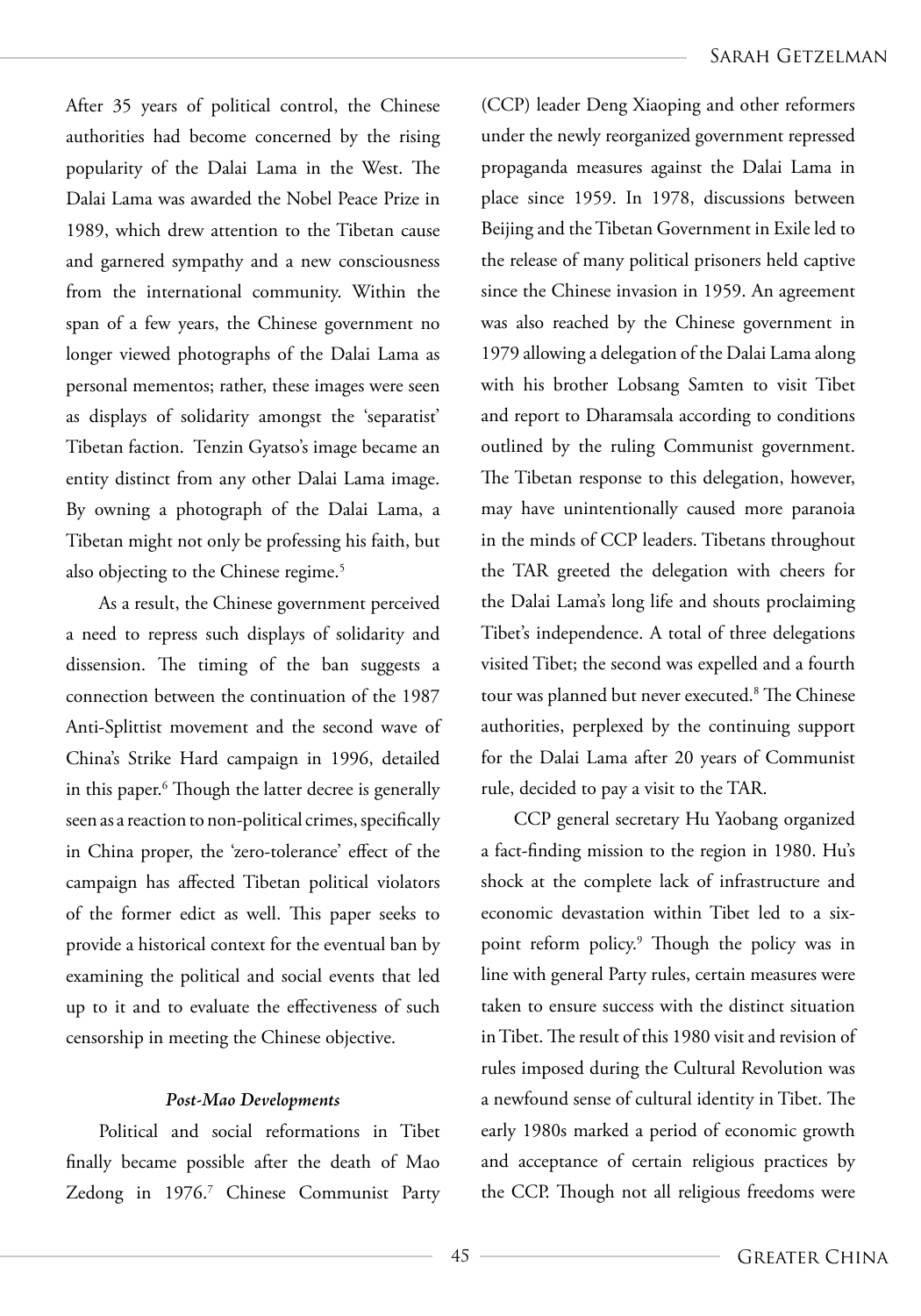After 35 years of political control, the Chinese authorities had become concerned by the rising popularity of the Dalai Lama in the West. The Dalai Lama was awarded the Nobel Peace Prize in 1989, which drew attention to the Tibetan cause and garnered sympathy and a new consciousness from the international community. Within the span of a few years, the Chinese government no longer viewed photographs of the Dalai Lama as personal mementos; rather, these images were seen as displays of solidarity amongst the 'separatist' Tibetan faction. Tenzin Gyatso's image became an entity distinct from any other Dalai Lama image. By owning a photograph of the Dalai Lama, a Tibetan might not only be professing his faith, but also objecting to the Chinese regime.[5]

As a result, the Chinese government perceived a need to repress such displays of solidarity and dissension. The timing of the ban suggests a connection between the continuation of the 1987 Anti-Splittist movement and the second wave of China's Strike Hard campaign in 1996, detailed in this paper.[6] Though the latter decree is generally seen as a reaction to non-political crimes, specifically in China proper, the 'zero-tolerance' effect of the campaign has affected Tibetan political violators of the former edict as well. This paper seeks to provide a historical context for the eventual ban by examining the political and social events that led up to it and to evaluate the effectiveness of such censorship in meeting the Chinese objective.

#### *Post-Mao Developments*

Political and social reformations in Tibet finally became possible after the death of Mao Zedong in 1976.[7] Chinese Communist Party (CCP) leader Deng Xiaoping and other reformers under the newly reorganized government repressed propaganda measures against the Dalai Lama in place since 1959. In 1978, discussions between Beijing and the Tibetan Government in Exile led to the release of many political prisoners held captive since the Chinese invasion in 1959. An agreement was also reached by the Chinese government in 1979 allowing a delegation of the Dalai Lama along with his brother Lobsang Samten to visit Tibet and report to Dharamsala according to conditions outlined by the ruling Communist government. The Tibetan response to this delegation, however, may have unintentionally caused more paranoia in the minds of CCP leaders. Tibetans throughout the TAR greeted the delegation with cheers for the Dalai Lama's long life and shouts proclaiming Tibet's independence. A total of three delegations visited Tibet; the second was expelled and a fourth tour was planned but never executed.[8] The Chinese authorities, perplexed by the continuing support for the Dalai Lama after 20 years of Communist rule, decided to pay a visit to the TAR.

CCP general secretary Hu Yaobang organized a fact-finding mission to the region in 1980. Hu's shock at the complete lack of infrastructure and economic devastation within Tibet led to a six-point reform policy.[9] Though the policy was in line with general Party rules, certain measures were taken to ensure success with the distinct situation in Tibet. The result of this 1980 visit and revision of rules imposed during the Cultural Revolution was a newfound sense of cultural identity in Tibet. The early 1980s marked a period of economic growth and acceptance of certain religious practices by the CCP. Though not all religious freedoms were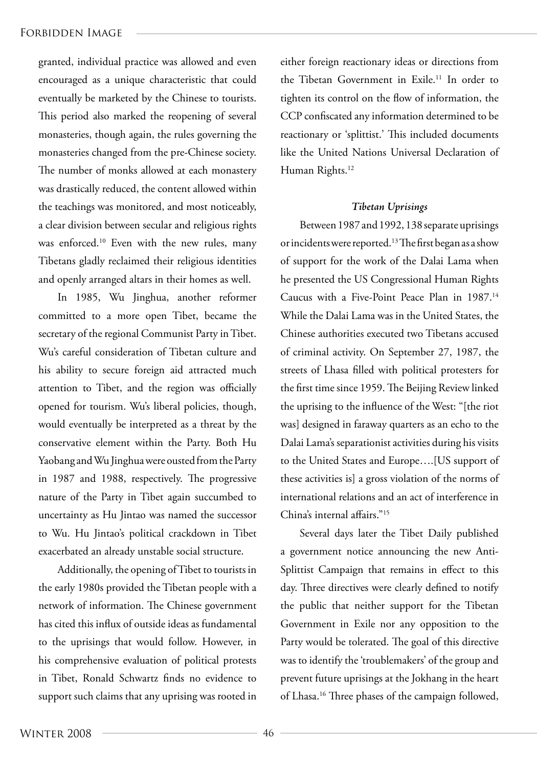granted, individual practice was allowed and even encouraged as a unique characteristic that could eventually be marketed by the Chinese to tourists. This period also marked the reopening of several monasteries, though again, the rules governing the monasteries changed from the pre-Chinese society. The number of monks allowed at each monastery was drastically reduced, the content allowed within the teachings was monitored, and most noticeably, a clear division between secular and religious rights was enforced.[10] Even with the new rules, many Tibetans gladly reclaimed their religious identities and openly arranged altars in their homes as well.

In 1985, Wu Jinghua, another reformer committed to a more open Tibet, became the secretary of the regional Communist Party in Tibet. Wu's careful consideration of Tibetan culture and his ability to secure foreign aid attracted much attention to Tibet, and the region was officially opened for tourism. Wu's liberal policies, though, would eventually be interpreted as a threat by the conservative element within the Party. Both Hu Yaobang and Wu Jinghua were ousted from the Party in 1987 and 1988, respectively. The progressive nature of the Party in Tibet again succumbed to uncertainty as Hu Jintao was named the successor to Wu. Hu Jintao's political crackdown in Tibet exacerbated an already unstable social structure.

Additionally, the opening of Tibet to tourists in the early 1980s provided the Tibetan people with a network of information. The Chinese government has cited this influx of outside ideas as fundamental to the uprisings that would follow. However, in his comprehensive evaluation of political protests in Tibet, Ronald Schwartz finds no evidence to support such claims that any uprising was rooted in either foreign reactionary ideas or directions from the Tibetan Government in Exile.[11] In order to tighten its control on the flow of information, the CCP confiscated any information determined to be reactionary or 'splittist.' This included documents like the United Nations Universal Declaration of Human Rights.[12]

### *Tibetan Uprisings*

Between 1987 and 1992, 138 separate uprisings or incidents were reported.[13] The first began as a show of support for the work of the Dalai Lama when he presented the US Congressional Human Rights Caucus with a Five-Point Peace Plan in 1987.[14] While the Dalai Lama was in the United States, the Chinese authorities executed two Tibetans accused of criminal activity. On September 27, 1987, the streets of Lhasa filled with political protesters for the first time since 1959. The Beijing Review linked the uprising to the influence of the West: "[the riot was] designed in faraway quarters as an echo to the Dalai Lama's separationist activities during his visits to the United States and Europe….[US support of these activities is] a gross violation of the norms of international relations and an act of interference in China's internal affairs."[15]

Several days later the Tibet Daily published a government notice announcing the new Anti-Splittist Campaign that remains in effect to this day. Three directives were clearly defined to notify the public that neither support for the Tibetan Government in Exile nor any opposition to the Party would be tolerated. The goal of this directive was to identify the 'troublemakers' of the group and prevent future uprisings at the Jokhang in the heart of Lhasa.[16] Three phases of the campaign followed,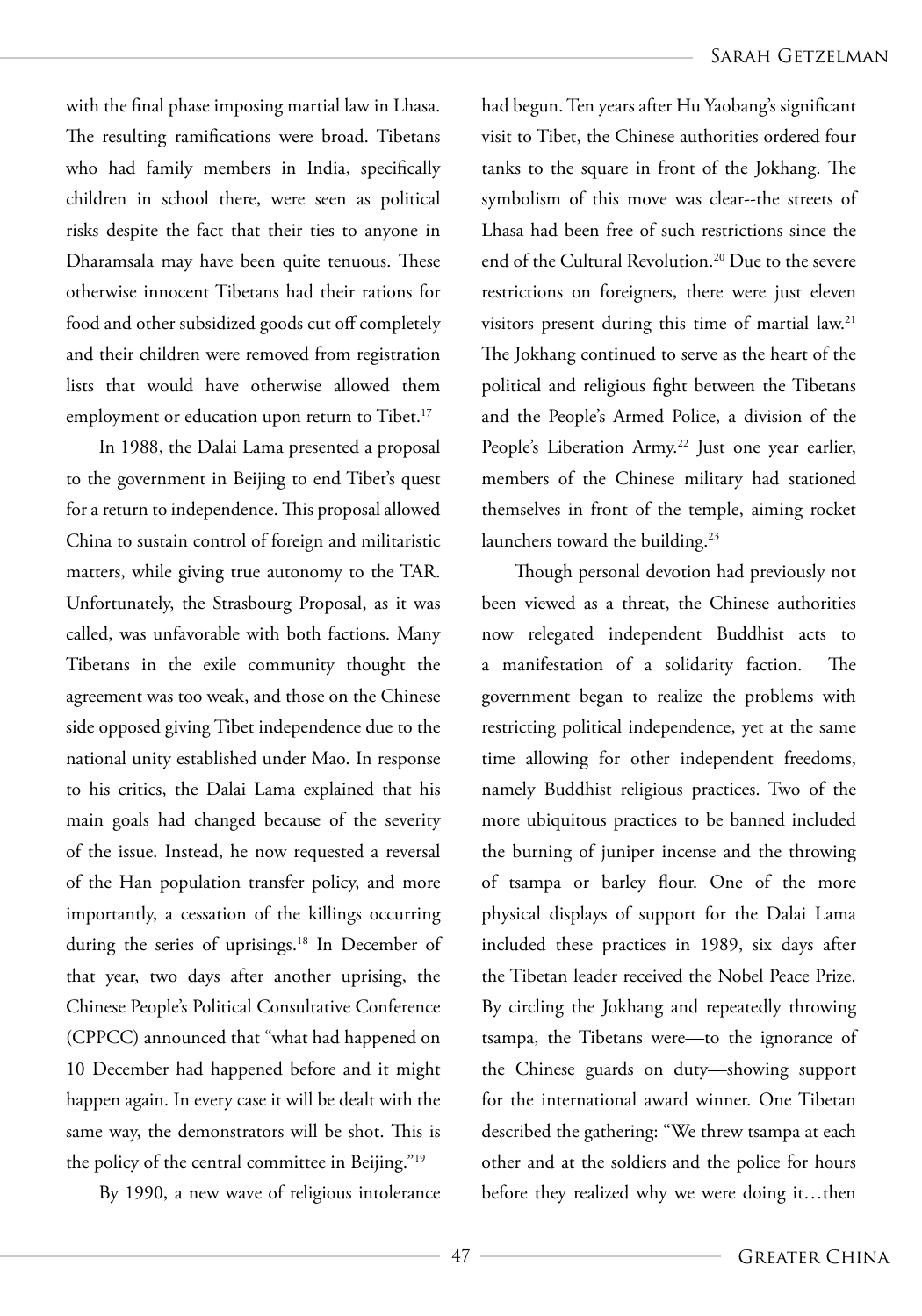with the final phase imposing martial law in Lhasa. The resulting ramifications were broad. Tibetans who had family members in India, specifically children in school there, were seen as political risks despite the fact that their ties to anyone in Dharamsala may have been quite tenuous. These otherwise innocent Tibetans had their rations for food and other subsidized goods cut off completely and their children were removed from registration lists that would have otherwise allowed them employment or education upon return to Tibet.[17]

In 1988, the Dalai Lama presented a proposal to the government in Beijing to end Tibet's quest for a return to independence. This proposal allowed China to sustain control of foreign and militaristic matters, while giving true autonomy to the TAR. Unfortunately, the Strasbourg Proposal, as it was called, was unfavorable with both factions. Many Tibetans in the exile community thought the agreement was too weak, and those on the Chinese side opposed giving Tibet independence due to the national unity established under Mao. In response to his critics, the Dalai Lama explained that his main goals had changed because of the severity of the issue. Instead, he now requested a reversal of the Han population transfer policy, and more importantly, a cessation of the killings occurring during the series of uprisings.[18] In December of that year, two days after another uprising, the Chinese People's Political Consultative Conference (CPPCC) announced that "what had happened on 10 December had happened before and it might happen again. In every case it will be dealt with the same way, the demonstrators will be shot. This is the policy of the central committee in Beijing."[19]

By 1990, a new wave of religious intolerance had begun. Ten years after Hu Yaobang's significant visit to Tibet, the Chinese authorities ordered four tanks to the square in front of the Jokhang. The symbolism of this move was clear--the streets of Lhasa had been free of such restrictions since the end of the Cultural Revolution.[20] Due to the severe restrictions on foreigners, there were just eleven visitors present during this time of martial law.[21] The Jokhang continued to serve as the heart of the political and religious fight between the Tibetans and the People's Armed Police, a division of the People's Liberation Army.[22] Just one year earlier, members of the Chinese military had stationed themselves in front of the temple, aiming rocket launchers toward the building.[23]

Though personal devotion had previously not been viewed as a threat, the Chinese authorities now relegated independent Buddhist acts to a manifestation of a solidarity faction. The government began to realize the problems with restricting political independence, yet at the same time allowing for other independent freedoms, namely Buddhist religious practices. Two of the more ubiquitous practices to be banned included the burning of juniper incense and the throwing of tsampa or barley flour. One of the more physical displays of support for the Dalai Lama included these practices in 1989, six days after the Tibetan leader received the Nobel Peace Prize. By circling the Jokhang and repeatedly throwing tsampa, the Tibetans were—to the ignorance of the Chinese guards on duty—showing support for the international award winner. One Tibetan described the gathering: "We threw tsampa at each other and at the soldiers and the police for hours before they realized why we were doing it…then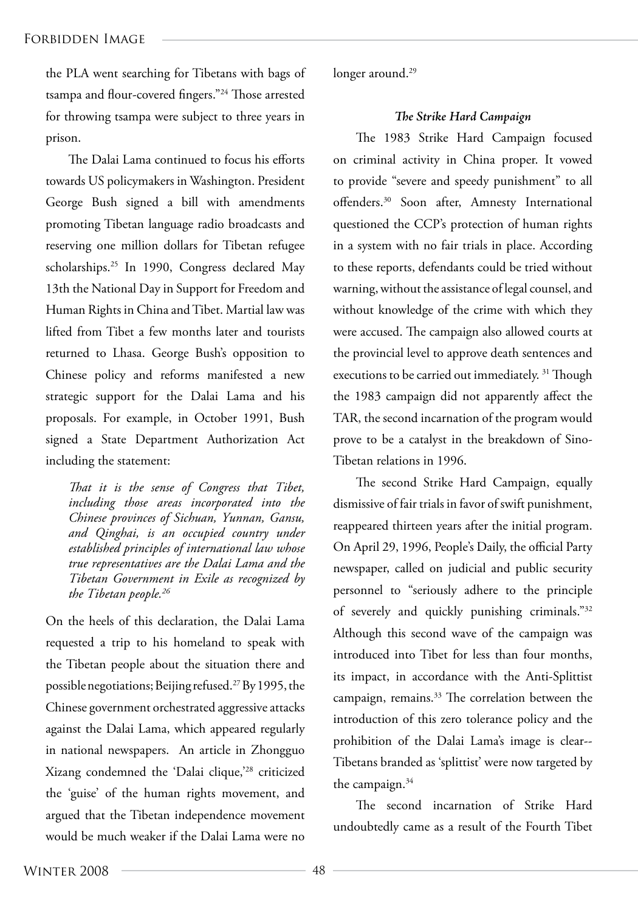the PLA went searching for Tibetans with bags of tsampa and flour-covered fingers."[24] Those arrested for throwing tsampa were subject to three years in prison.

The Dalai Lama continued to focus his efforts towards US policymakers in Washington. President George Bush signed a bill with amendments promoting Tibetan language radio broadcasts and reserving one million dollars for Tibetan refugee scholarships.[25] In 1990, Congress declared May 13th the National Day in Support for Freedom and Human Rights in China and Tibet. Martial law was lifted from Tibet a few months later and tourists returned to Lhasa. George Bush's opposition to Chinese policy and reforms manifested a new strategic support for the Dalai Lama and his proposals. For example, in October 1991, Bush signed a State Department Authorization Act including the statement:

> *That it is the sense of Congress that Tibet, including those areas incorporated into the Chinese provinces of Sichuan, Yunnan, Gansu, and Qinghai, is an occupied country under established principles of international law whose true representatives are the Dalai Lama and the Tibetan Government in Exile as recognized by the Tibetan people.[26]*

On the heels of this declaration, the Dalai Lama requested a trip to his homeland to speak with the Tibetan people about the situation there and possible negotiations; Beijing refused.[27] By 1995, the Chinese government orchestrated aggressive attacks against the Dalai Lama, which appeared regularly in national newspapers. An article in Zhongguo Xizang condemned the 'Dalai clique,'[28] criticized the 'guise' of the human rights movement, and argued that the Tibetan independence movement would be much weaker if the Dalai Lama were no longer around.[29]

### *The Strike Hard Campaign*

The 1983 Strike Hard Campaign focused on criminal activity in China proper. It vowed to provide "severe and speedy punishment" to all offenders.[30] Soon after, Amnesty International questioned the CCP's protection of human rights in a system with no fair trials in place. According to these reports, defendants could be tried without warning, without the assistance of legal counsel, and without knowledge of the crime with which they were accused. The campaign also allowed courts at the provincial level to approve death sentences and executions to be carried out immediately. [31] Though the 1983 campaign did not apparently affect the TAR, the second incarnation of the program would prove to be a catalyst in the breakdown of Sino-Tibetan relations in 1996.

The second Strike Hard Campaign, equally dismissive of fair trials in favor of swift punishment, reappeared thirteen years after the initial program. On April 29, 1996, People's Daily, the official Party newspaper, called on judicial and public security personnel to "seriously adhere to the principle of severely and quickly punishing criminals."[32] Although this second wave of the campaign was introduced into Tibet for less than four months, its impact, in accordance with the Anti-Splittist campaign, remains.[33] The correlation between the introduction of this zero tolerance policy and the prohibition of the Dalai Lama's image is clear-- Tibetans branded as 'splittist' were now targeted by the campaign.[34]

The second incarnation of Strike Hard undoubtedly came as a result of the Fourth Tibet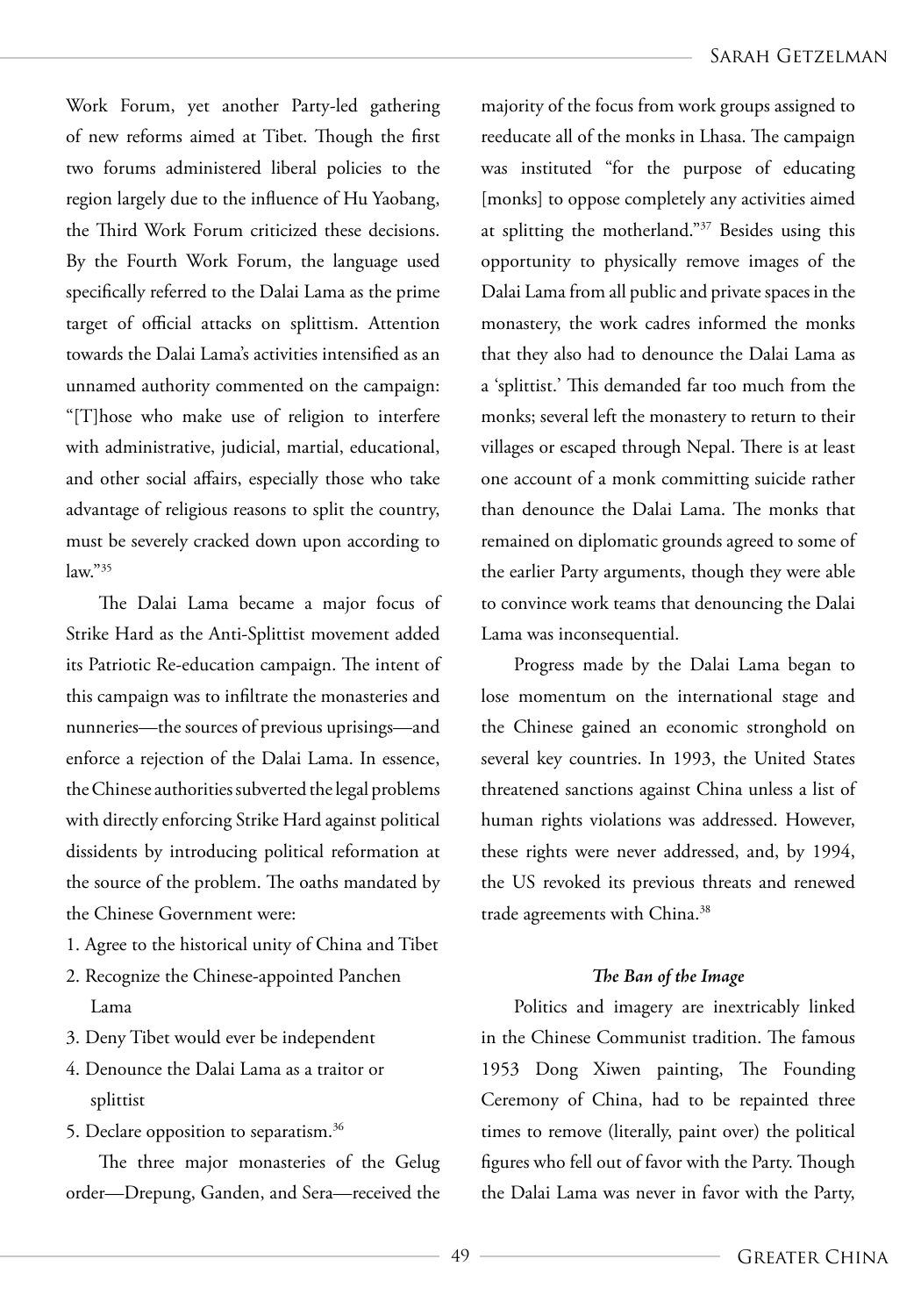Work Forum, yet another Party-led gathering of new reforms aimed at Tibet. Though the first two forums administered liberal policies to the region largely due to the influence of Hu Yaobang, the Third Work Forum criticized these decisions. By the Fourth Work Forum, the language used specifically referred to the Dalai Lama as the prime target of official attacks on splittism. Attention towards the Dalai Lama's activities intensified as an unnamed authority commented on the campaign: "[T]hose who make use of religion to interfere with administrative, judicial, martial, educational, and other social affairs, especially those who take advantage of religious reasons to split the country, must be severely cracked down upon according to law."[35]

The Dalai Lama became a major focus of Strike Hard as the Anti-Splittist movement added its Patriotic Re-education campaign. The intent of this campaign was to infiltrate the monasteries and nunneries—the sources of previous uprisings—and enforce a rejection of the Dalai Lama. In essence, the Chinese authorities subverted the legal problems with directly enforcing Strike Hard against political dissidents by introducing political reformation at the source of the problem. The oaths mandated by the Chinese Government were:

1. Agree to the historical unity of China and Tibet
2. Recognize the Chinese-appointed Panchen Lama
3. Deny Tibet would ever be independent
4. Denounce the Dalai Lama as a traitor or splittist
5. Declare opposition to separatism.[36]

The three major monasteries of the Gelug order—Drepung, Ganden, and Sera—received the majority of the focus from work groups assigned to reeducate all of the monks in Lhasa. The campaign was instituted "for the purpose of educating [monks] to oppose completely any activities aimed at splitting the motherland."[37] Besides using this opportunity to physically remove images of the Dalai Lama from all public and private spaces in the monastery, the work cadres informed the monks that they also had to denounce the Dalai Lama as a 'splittist.' This demanded far too much from the monks; several left the monastery to return to their villages or escaped through Nepal. There is at least one account of a monk committing suicide rather than denounce the Dalai Lama. The monks that remained on diplomatic grounds agreed to some of the earlier Party arguments, though they were able to convince work teams that denouncing the Dalai Lama was inconsequential.

Progress made by the Dalai Lama began to lose momentum on the international stage and the Chinese gained an economic stronghold on several key countries. In 1993, the United States threatened sanctions against China unless a list of human rights violations was addressed. However, these rights were never addressed, and, by 1994, the US revoked its previous threats and renewed trade agreements with China.[38]

### *The Ban of the Image*

Politics and imagery are inextricably linked in the Chinese Communist tradition. The famous 1953 Dong Xiwen painting, The Founding Ceremony of China, had to be repainted three times to remove (literally, paint over) the political figures who fell out of favor with the Party. Though the Dalai Lama was never in favor with the Party,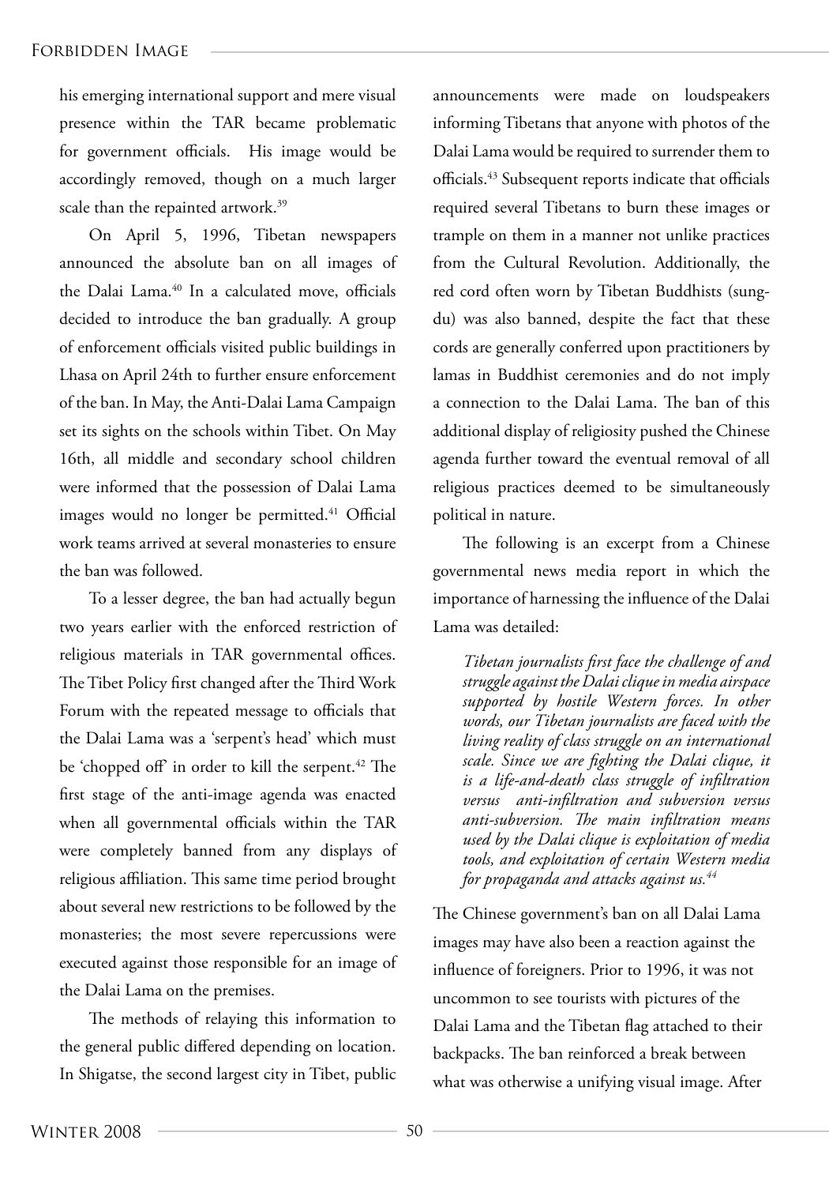his emerging international support and mere visual presence within the TAR became problematic for government officials. His image would be accordingly removed, though on a much larger scale than the repainted artwork.[39]

On April 5, 1996, Tibetan newspapers announced the absolute ban on all images of the Dalai Lama.[40] In a calculated move, officials decided to introduce the ban gradually. A group of enforcement officials visited public buildings in Lhasa on April 24th to further ensure enforcement of the ban. In May, the Anti-Dalai Lama Campaign set its sights on the schools within Tibet. On May 16th, all middle and secondary school children were informed that the possession of Dalai Lama images would no longer be permitted.[41] Official work teams arrived at several monasteries to ensure the ban was followed.

To a lesser degree, the ban had actually begun two years earlier with the enforced restriction of religious materials in TAR governmental offices. The Tibet Policy first changed after the Third Work Forum with the repeated message to officials that the Dalai Lama was a 'serpent's head' which must be 'chopped off' in order to kill the serpent.[42] The first stage of the anti-image agenda was enacted when all governmental officials within the TAR were completely banned from any displays of religious affiliation. This same time period brought about several new restrictions to be followed by the monasteries; the most severe repercussions were executed against those responsible for an image of the Dalai Lama on the premises.

The methods of relaying this information to the general public differed depending on location. In Shigatse, the second largest city in Tibet, public announcements were made on loudspeakers informing Tibetans that anyone with photos of the Dalai Lama would be required to surrender them to officials.[43] Subsequent reports indicate that officials required several Tibetans to burn these images or trample on them in a manner not unlike practices from the Cultural Revolution. Additionally, the red cord often worn by Tibetan Buddhists (sung-du) was also banned, despite the fact that these cords are generally conferred upon practitioners by lamas in Buddhist ceremonies and do not imply a connection to the Dalai Lama. The ban of this additional display of religiosity pushed the Chinese agenda further toward the eventual removal of all religious practices deemed to be simultaneously political in nature.

The following is an excerpt from a Chinese governmental news media report in which the importance of harnessing the influence of the Dalai Lama was detailed:

> *Tibetan journalists first face the challenge of and struggle against the Dalai clique in media airspace supported by hostile Western forces. In other words, our Tibetan journalists are faced with the living reality of class struggle on an international scale. Since we are fighting the Dalai clique, it is a life-and-death class struggle of infiltration versus anti-infiltration and subversion versus anti-subversion. The main infiltration means used by the Dalai clique is exploitation of media tools, and exploitation of certain Western media for propaganda and attacks against us.*[44]

The Chinese government's ban on all Dalai Lama images may have also been a reaction against the influence of foreigners. Prior to 1996, it was not uncommon to see tourists with pictures of the Dalai Lama and the Tibetan flag attached to their backpacks. The ban reinforced a break between what was otherwise a unifying visual image. After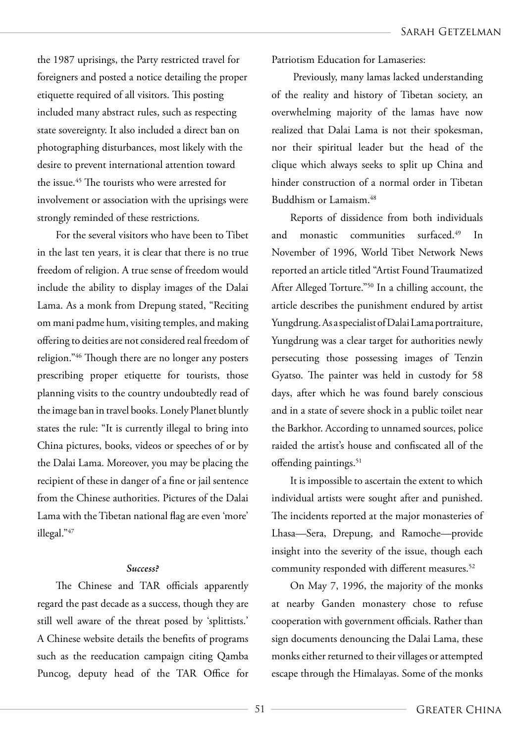the 1987 uprisings, the Party restricted travel for foreigners and posted a notice detailing the proper etiquette required of all visitors. This posting included many abstract rules, such as respecting state sovereignty. It also included a direct ban on photographing disturbances, most likely with the desire to prevent international attention toward the issue.[45] The tourists who were arrested for involvement or association with the uprisings were strongly reminded of these restrictions.

For the several visitors who have been to Tibet in the last ten years, it is clear that there is no true freedom of religion. A true sense of freedom would include the ability to display images of the Dalai Lama. As a monk from Drepung stated, "Reciting om mani padme hum, visiting temples, and making offering to deities are not considered real freedom of religion."[46] Though there are no longer any posters prescribing proper etiquette for tourists, those planning visits to the country undoubtedly read of the image ban in travel books. Lonely Planet bluntly states the rule: "It is currently illegal to bring into China pictures, books, videos or speeches of or by the Dalai Lama. Moreover, you may be placing the recipient of these in danger of a fine or jail sentence from the Chinese authorities. Pictures of the Dalai Lama with the Tibetan national flag are even 'more' illegal."[47]

### *Success?*

The Chinese and TAR officials apparently regard the past decade as a success, though they are still well aware of the threat posed by 'splittists.' A Chinese website details the benefits of programs such as the reeducation campaign citing Qamba Puncog, deputy head of the TAR Office for Patriotism Education for Lamaseries:

> Previously, many lamas lacked understanding of the reality and history of Tibetan society, an overwhelming majority of the lamas have now realized that Dalai Lama is not their spokesman, nor their spiritual leader but the head of the clique which always seeks to split up China and hinder construction of a normal order in Tibetan Buddhism or Lamaism.[48]

Reports of dissidence from both individuals and monastic communities surfaced.[49] In November of 1996, World Tibet Network News reported an article titled "Artist Found Traumatized After Alleged Torture."[50] In a chilling account, the article describes the punishment endured by artist Yungdrung. As a specialist of Dalai Lama portraiture, Yungdrung was a clear target for authorities newly persecuting those possessing images of Tenzin Gyatso. The painter was held in custody for 58 days, after which he was found barely conscious and in a state of severe shock in a public toilet near the Barkhor. According to unnamed sources, police raided the artist's house and confiscated all of the offending paintings.[51]

It is impossible to ascertain the extent to which individual artists were sought after and punished. The incidents reported at the major monasteries of Lhasa—Sera, Drepung, and Ramoche—provide insight into the severity of the issue, though each community responded with different measures.[52]

On May 7, 1996, the majority of the monks at nearby Ganden monastery chose to refuse cooperation with government officials. Rather than sign documents denouncing the Dalai Lama, these monks either returned to their villages or attempted escape through the Himalayas. Some of the monks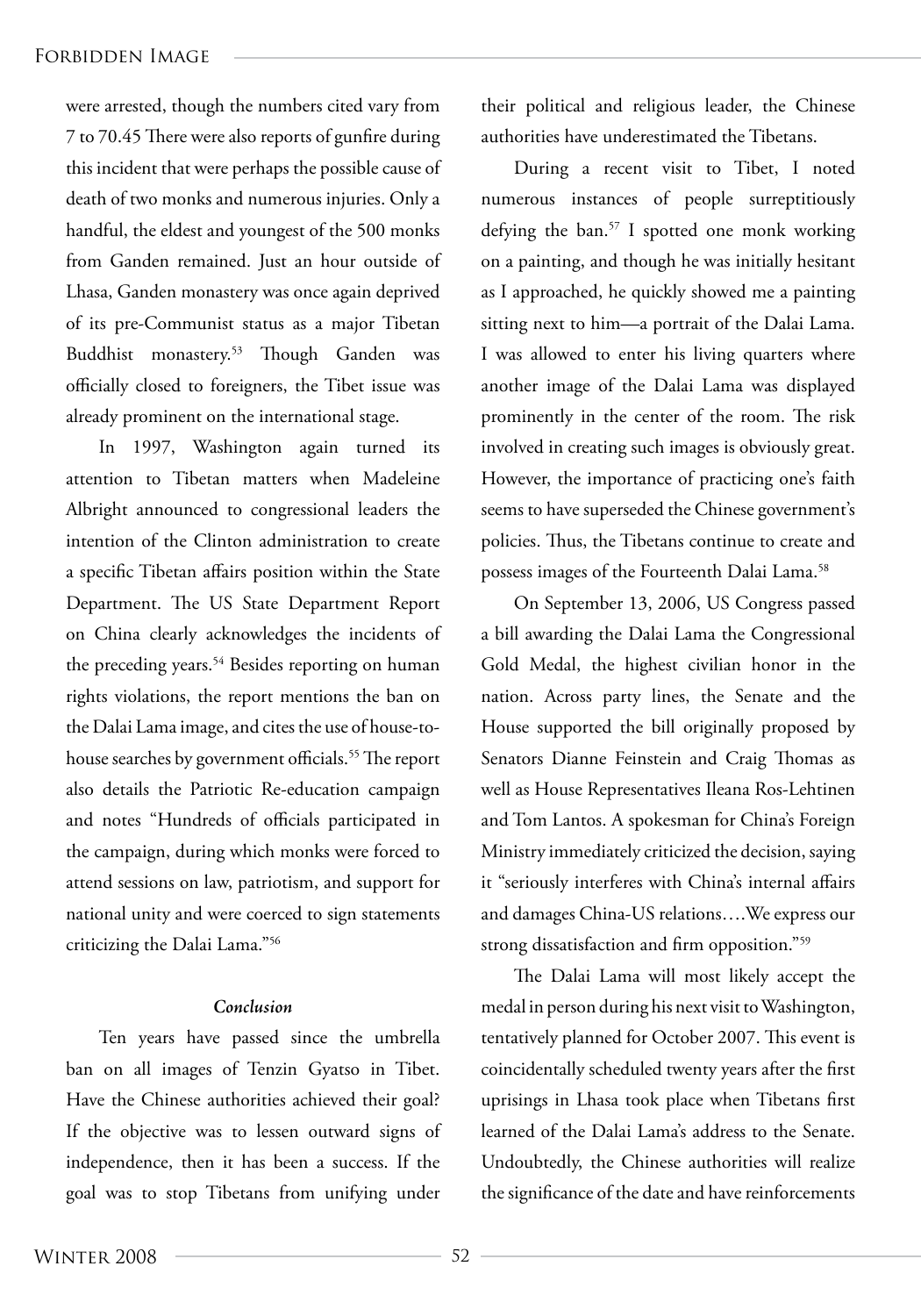were arrested, though the numbers cited vary from 7 to 70.[45] There were also reports of gunfire during this incident that were perhaps the possible cause of death of two monks and numerous injuries. Only a handful, the eldest and youngest of the 500 monks from Ganden remained. Just an hour outside of Lhasa, Ganden monastery was once again deprived of its pre-Communist status as a major Tibetan Buddhist monastery.[53] Though Ganden was officially closed to foreigners, the Tibet issue was already prominent on the international stage.

In 1997, Washington again turned its attention to Tibetan matters when Madeleine Albright announced to congressional leaders the intention of the Clinton administration to create a specific Tibetan affairs position within the State Department. The US State Department Report on China clearly acknowledges the incidents of the preceding years.[54] Besides reporting on human rights violations, the report mentions the ban on the Dalai Lama image, and cites the use of house-to-house searches by government officials.[55] The report also details the Patriotic Re-education campaign and notes "Hundreds of officials participated in the campaign, during which monks were forced to attend sessions on law, patriotism, and support for national unity and were coerced to sign statements criticizing the Dalai Lama."[56]

### *Conclusion*

Ten years have passed since the umbrella ban on all images of Tenzin Gyatso in Tibet. Have the Chinese authorities achieved their goal? If the objective was to lessen outward signs of independence, then it has been a success. If the goal was to stop Tibetans from unifying under their political and religious leader, the Chinese authorities have underestimated the Tibetans.

During a recent visit to Tibet, I noted numerous instances of people surreptitiously defying the ban.[57] I spotted one monk working on a painting, and though he was initially hesitant as I approached, he quickly showed me a painting sitting next to him—a portrait of the Dalai Lama. I was allowed to enter his living quarters where another image of the Dalai Lama was displayed prominently in the center of the room. The risk involved in creating such images is obviously great. However, the importance of practicing one's faith seems to have superseded the Chinese government's policies. Thus, the Tibetans continue to create and possess images of the Fourteenth Dalai Lama.[58]

On September 13, 2006, US Congress passed a bill awarding the Dalai Lama the Congressional Gold Medal, the highest civilian honor in the nation. Across party lines, the Senate and the House supported the bill originally proposed by Senators Dianne Feinstein and Craig Thomas as well as House Representatives Ileana Ros-Lehtinen and Tom Lantos. A spokesman for China's Foreign Ministry immediately criticized the decision, saying it "seriously interferes with China's internal affairs and damages China-US relations….We express our strong dissatisfaction and firm opposition."[59]

The Dalai Lama will most likely accept the medal in person during his next visit to Washington, tentatively planned for October 2007. This event is coincidentally scheduled twenty years after the first uprisings in Lhasa took place when Tibetans first learned of the Dalai Lama's address to the Senate. Undoubtedly, the Chinese authorities will realize the significance of the date and have reinforcements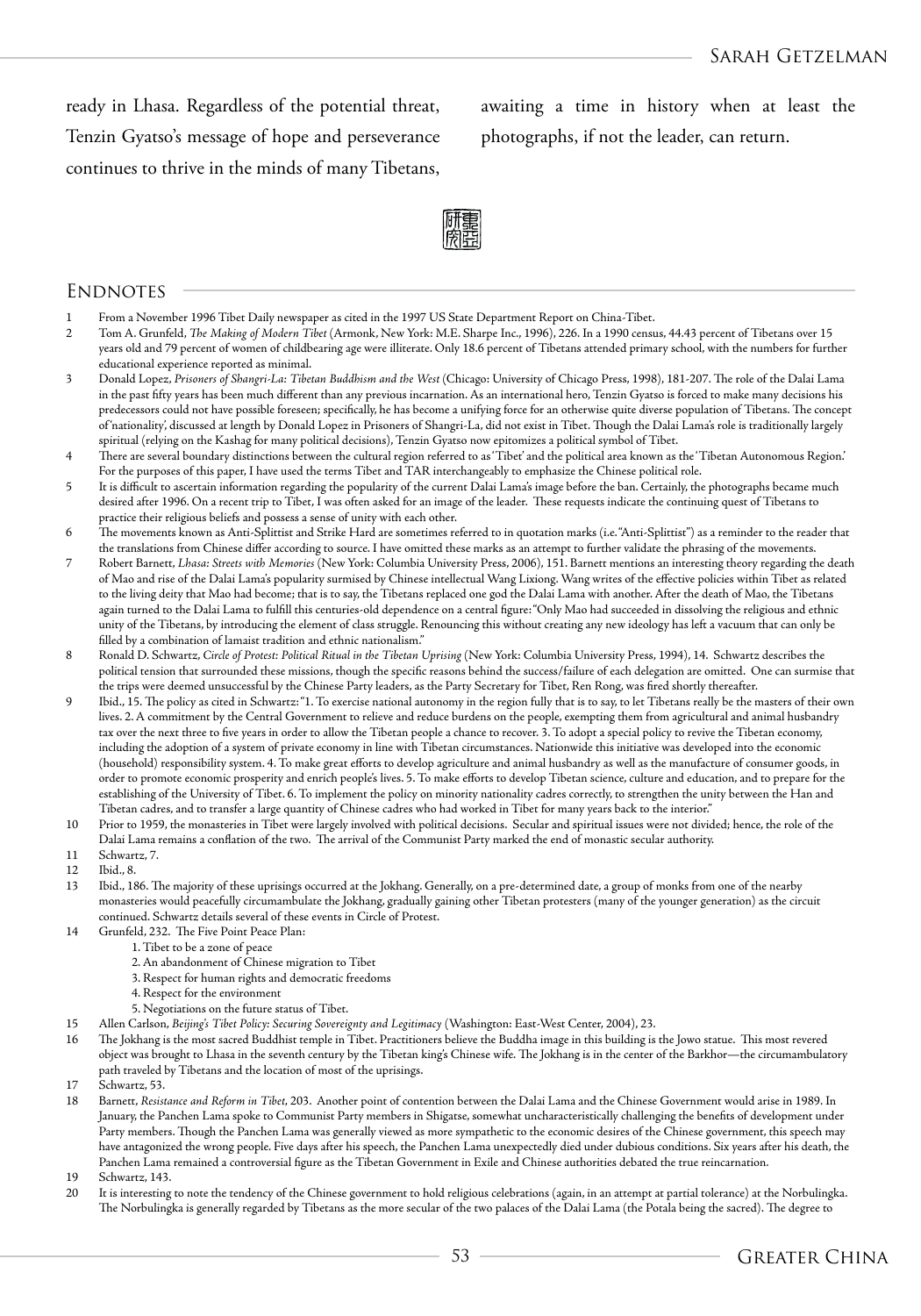ready in Lhasa. Regardless of the potential threat, Tenzin Gyatso's message of hope and perseverance continues to thrive in the minds of many Tibetans, awaiting a time in history when at least the photographs, if not the leader, can return.

## Endnotes

1. From a November 1996 Tibet Daily newspaper as cited in the 1997 US State Department Report on China-Tibet.
2. Tom A. Grunfeld, *The Making of Modern Tibet* (Armonk, New York: M.E. Sharpe Inc., 1996), 226. In a 1990 census, 44.43 percent of Tibetans over 15 years old and 79 percent of women of childbearing age were illiterate. Only 18.6 percent of Tibetans attended primary school, with the numbers for further educational experience reported as minimal.
3. Donald Lopez, *Prisoners of Shangri-La: Tibetan Buddhism and the West* (Chicago: University of Chicago Press, 1998), 181-207. The role of the Dalai Lama in the past fifty years has been much different than any previous incarnation. As an international hero, Tenzin Gyatso is forced to make many decisions his predecessors could not have possible foreseen; specifically, he has become a unifying force for an otherwise quite diverse population of Tibetans. The concept of 'nationality', discussed at length by Donald Lopez in Prisoners of Shangri-La, did not exist in Tibet. Though the Dalai Lama's role is traditionally largely spiritual (relying on the Kashag for many political decisions), Tenzin Gyatso now epitomizes a political symbol of Tibet.
4. There are several boundary distinctions between the cultural region referred to as 'Tibet' and the political area known as the 'Tibetan Autonomous Region.' For the purposes of this paper, I have used the terms Tibet and TAR interchangeably to emphasize the Chinese political role.
5. It is difficult to ascertain information regarding the popularity of the current Dalai Lama's image before the ban. Certainly, the photographs became much desired after 1996. On a recent trip to Tibet, I was often asked for an image of the leader. These requests indicate the continuing quest of Tibetans to practice their religious beliefs and possess a sense of unity with each other.
6. The movements known as Anti-Splittist and Strike Hard are sometimes referred to in quotation marks (i.e. "Anti-Splittist") as a reminder to the reader that the translations from Chinese differ according to source. I have omitted these marks as an attempt to further validate the phrasing of the movements.
7. Robert Barnett, *Lhasa: Streets with Memories* (New York: Columbia University Press, 2006), 151. Barnett mentions an interesting theory regarding the death of Mao and rise of the Dalai Lama's popularity surmised by Chinese intellectual Wang Lixiong. Wang writes of the effective policies within Tibet as related to the living deity that Mao had become; that is to say, the Tibetans replaced one god the Dalai Lama with another. After the death of Mao, the Tibetans again turned to the Dalai Lama to fulfill this centuries-old dependence on a central figure: "Only Mao had succeeded in dissolving the religious and ethnic unity of the Tibetans, by introducing the element of class struggle. Renouncing this without creating any new ideology has left a vacuum that can only be filled by a combination of lamaist tradition and ethnic nationalism."
8. Ronald D. Schwartz, *Circle of Protest: Political Ritual in the Tibetan Uprising* (New York: Columbia University Press, 1994), 14. Schwartz describes the political tension that surrounded these missions, though the specific reasons behind the success/failure of each delegation are omitted. One can surmise that the trips were deemed unsuccessful by the Chinese Party leaders, as the Party Secretary for Tibet, Ren Rong, was fired shortly thereafter.
9. Ibid., 15. The policy as cited in Schwartz: "1. To exercise national autonomy in the region fully that is to say, to let Tibetans really be the masters of their own lives. 2. A commitment by the Central Government to relieve and reduce burdens on the people, exempting them from agricultural and animal husbandry tax over the next three to five years in order to allow the Tibetan people a chance to recover. 3. To adopt a special policy to revive the Tibetan economy, including the adoption of a system of private economy in line with Tibetan circumstances. Nationwide this initiative was developed into the economic (household) responsibility system. 4. To make great efforts to develop agriculture and animal husbandry as well as the manufacture of consumer goods, in order to promote economic prosperity and enrich people's lives. 5. To make efforts to develop Tibetan science, culture and education, and to prepare for the establishing of the University of Tibet. 6. To implement the policy on minority nationality cadres correctly, to strengthen the unity between the Han and Tibetan cadres, and to transfer a large quantity of Chinese cadres who had worked in Tibet for many years back to the interior."
10. Prior to 1959, the monasteries in Tibet were largely involved with political decisions. Secular and spiritual issues were not divided; hence, the role of the Dalai Lama remains a conflation of the two. The arrival of the Communist Party marked the end of monastic secular authority.
11. Schwartz, 7.
12. Ibid., 8.
13. Ibid., 186. The majority of these uprisings occurred at the Jokhang. Generally, on a pre-determined date, a group of monks from one of the nearby monasteries would peacefully circumambulate the Jokhang, gradually gaining other Tibetan protesters (many of the younger generation) as the circuit continued. Schwartz details several of these events in Circle of Protest.
14. Grunfeld, 232. The Five Point Peace Plan:
    1. Tibet to be a zone of peace
    2. An abandonment of Chinese migration to Tibet
    3. Respect for human rights and democratic freedoms
    4. Respect for the environment
    5. Negotiations on the future status of Tibet.
15. Allen Carlson, *Beijing's Tibet Policy: Securing Sovereignty and Legitimacy* (Washington: East-West Center, 2004), 23.
16. The Jokhang is the most sacred Buddhist temple in Tibet. Practitioners believe the Buddha image in this building is the Jowo statue. This most revered object was brought to Lhasa in the seventh century by the Tibetan king's Chinese wife. The Jokhang is in the center of the Barkhor—the circumambulatory path traveled by Tibetans and the location of most of the uprisings.
17. Schwartz, 53.
18. Barnett, *Resistance and Reform in Tibet*, 203. Another point of contention between the Dalai Lama and the Chinese Government would arise in 1989. In January, the Panchen Lama spoke to Communist Party members in Shigatse, somewhat uncharacteristically challenging the benefits of development under Party members. Though the Panchen Lama was generally viewed as more sympathetic to the economic desires of the Chinese government, this speech may have antagonized the wrong people. Five days after his speech, the Panchen Lama unexpectedly died under dubious conditions. Six years after his death, the Panchen Lama remained a controversial figure as the Tibetan Government in Exile and Chinese authorities debated the true reincarnation.
19. Schwartz, 143.
20. It is interesting to note the tendency of the Chinese government to hold religious celebrations (again, in an attempt at partial tolerance) at the Norbulingka. The Norbulingka is generally regarded by Tibetans as the more secular of the two palaces of the Dalai Lama (the Potala being the sacred). The degree to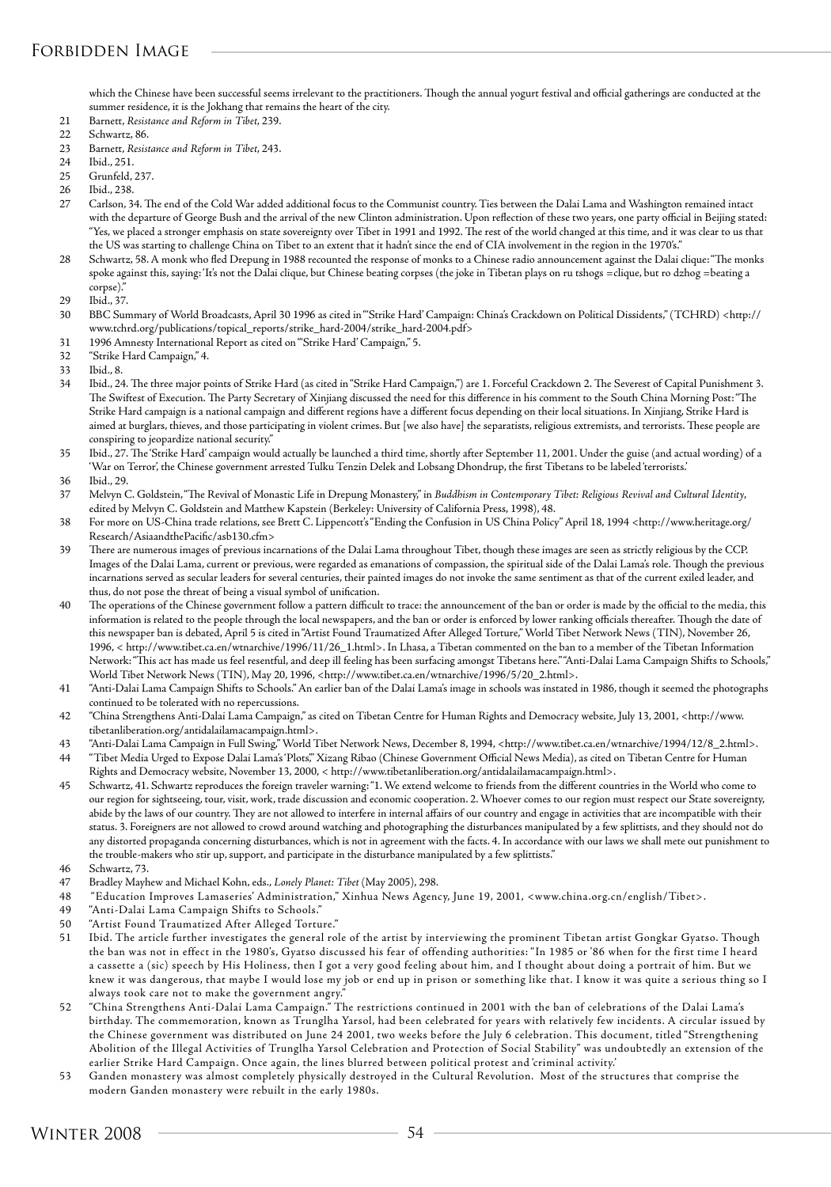which the Chinese have been successful seems irrelevant to the practitioners. Though the annual yogurt festival and official gatherings are conducted at the summer residence, it is the Jokhang that remains the heart of the city.

21 Barnett, *Resistance and Reform in Tibet*, 239.

22 Schwartz, 86.

23 Barnett, *Resistance and Reform in Tibet*, 243.

24 Ibid., 251.

25 Grunfeld, 237.

26 Ibid., 238.

27 Carlson, 34. The end of the Cold War added additional focus to the Communist country. Ties between the Dalai Lama and Washington remained intact with the departure of George Bush and the arrival of the new Clinton administration. Upon reflection of these two years, one party official in Beijing stated: "Yes, we placed a stronger emphasis on state sovereignty over Tibet in 1991 and 1992. The rest of the world changed at this time, and it was clear to us that the US was starting to challenge China on Tibet to an extent that it hadn't since the end of CIA involvement in the region in the 1970's."

28 Schwartz, 58. A monk who fled Drepung in 1988 recounted the response of monks to a Chinese radio announcement against the Dalai clique: "The monks spoke against this, saying: 'It's not the Dalai clique, but Chinese beating corpses (the joke in Tibetan plays on ru tshogs =clique, but ro dzhog =beating a corpse)."

29 Ibid., 37.

30 BBC Summary of World Broadcasts, April 30 1996 as cited in "'Strike Hard' Campaign: China's Crackdown on Political Dissidents," (TCHRD) <http://www.tchrd.org/publications/topical_reports/strike_hard-2004/strike_hard-2004.pdf>

31 1996 Amnesty International Report as cited on "'Strike Hard' Campaign," 5.

32 "Strike Hard Campaign," 4.

33 Ibid., 8.

34 Ibid., 24. The three major points of Strike Hard (as cited in "Strike Hard Campaign,") are 1. Forceful Crackdown 2. The Severest of Capital Punishment 3. The Swiftest of Execution. The Party Secretary of Xinjiang discussed the need for this difference in his comment to the South China Morning Post: "The Strike Hard campaign is a national campaign and different regions have a different focus depending on their local situations. In Xinjiang, Strike Hard is aimed at burglars, thieves, and those participating in violent crimes. But [we also have] the separatists, religious extremists, and terrorists. These people are conspiring to jeopardize national security."

35 Ibid., 27. The 'Strike Hard' campaign would actually be launched a third time, shortly after September 11, 2001. Under the guise (and actual wording) of a 'War on Terror', the Chinese government arrested Tulku Tenzin Delek and Lobsang Dhondrup, the first Tibetans to be labeled 'terrorists.'

36 Ibid., 29.

37 Melvyn C. Goldstein, "The Revival of Monastic Life in Drepung Monastery," in *Buddhism in Contemporary Tibet: Religious Revival and Cultural Identity*, edited by Melvyn C. Goldstein and Matthew Kapstein (Berkeley: University of California Press, 1998), 48.

38 For more on US-China trade relations, see Brett C. Lippencott's "Ending the Confusion in US China Policy" April 18, 1994 <http://www.heritage.org/Research/AsiaandthePacific/asb130.cfm>

39 There are numerous images of previous incarnations of the Dalai Lama throughout Tibet, though these images are seen as strictly religious by the CCP. Images of the Dalai Lama, current or previous, were regarded as emanations of compassion, the spiritual side of the Dalai Lama's role. Though the previous incarnations served as secular leaders for several centuries, their painted images do not invoke the same sentiment as that of the current exiled leader, and thus, do not pose the threat of being a visual symbol of unification.

40 The operations of the Chinese government follow a pattern difficult to trace: the announcement of the ban or order is made by the official to the media, this information is related to the people through the local newspapers, and the ban or order is enforced by lower ranking officials thereafter. Though the date of this newspaper ban is debated, April 5 is cited in "Artist Found Traumatized After Alleged Torture," World Tibet Network News (TIN), November 26, 1996, < http://www.tibet.ca.en/wtnarchive/1996/11/26_1.html>. In Lhasa, a Tibetan commented on the ban to a member of the Tibetan Information Network: "This act has made us feel resentful, and deep ill feeling has been surfacing amongst Tibetans here." "Anti-Dalai Lama Campaign Shifts to Schools," World Tibet Network News (TIN), May 20, 1996, <http://www.tibet.ca.en/wtnarchive/1996/5/20_2.html>.

41 "Anti-Dalai Lama Campaign Shifts to Schools." An earlier ban of the Dalai Lama's image in schools was instated in 1986, though it seemed the photographs continued to be tolerated with no repercussions.

42 "China Strengthens Anti-Dalai Lama Campaign," as cited on Tibetan Centre for Human Rights and Democracy website, July 13, 2001, <http://www.tibetanliberation.org/antidalailamacampaign.html>.

43 "Anti-Dalai Lama Campaign in Full Swing," World Tibet Network News, December 8, 1994, <http://www.tibet.ca.en/wtnarchive/1994/12/8_2.html>.

44 "Tibet Media Urged to Expose Dalai Lama's 'Plots'," Xizang Ribao (Chinese Government Official News Media), as cited on Tibetan Centre for Human Rights and Democracy website, November 13, 2000, < http://www.tibetanliberation.org/antidalailamacampaign.html>.

45 Schwartz, 41. Schwartz reproduces the foreign traveler warning: "1. We extend welcome to friends from the different countries in the World who come to our region for sightseeing, tour, visit, work, trade discussion and economic cooperation. 2. Whoever comes to our region must respect our State sovereignty, abide by the laws of our country. They are not allowed to interfere in internal affairs of our country and engage in activities that are incompatible with their status. 3. Foreigners are not allowed to crowd around watching and photographing the disturbances manipulated by a few splittists, and they should not do any distorted propaganda concerning disturbances, which is not in agreement with the facts. 4. In accordance with our laws we shall mete out punishment to the trouble-makers who stir up, support, and participate in the disturbance manipulated by a few splittists."

46 Schwartz, 73.

47 Bradley Mayhew and Michael Kohn, eds., *Lonely Planet: Tibet* (May 2005), 298.

48 "Education Improves Lamaseries' Administration," Xinhua News Agency, June 19, 2001, <www.china.org.cn/english/Tibet>.

49 "Anti-Dalai Lama Campaign Shifts to Schools."

50 "Artist Found Traumatized After Alleged Torture."

51 Ibid. The article further investigates the general role of the artist by interviewing the prominent Tibetan artist Gongkar Gyatso. Though the ban was not in effect in the 1980's, Gyatso discussed his fear of offending authorities: "In 1985 or '86 when for the first time I heard a cassette a (sic) speech by His Holiness, then I got a very good feeling about him, and I thought about doing a portrait of him. But we knew it was dangerous, that maybe I would lose my job or end up in prison or something like that. I know it was quite a serious thing so I always took care not to make the government angry."

52 "China Strengthens Anti-Dalai Lama Campaign." The restrictions continued in 2001 with the ban of celebrations of the Dalai Lama's birthday. The commemoration, known as Trunglha Yarsol, had been celebrated for years with relatively few incidents. A circular issued by the Chinese government was distributed on June 24 2001, two weeks before the July 6 celebration. This document, titled "Strengthening Abolition of the Illegal Activities of Trunglha Yarsol Celebration and Protection of Social Stability" was undoubtedly an extension of the earlier Strike Hard Campaign. Once again, the lines blurred between political protest and 'criminal activity.'

53 Ganden monastery was almost completely physically destroyed in the Cultural Revolution. Most of the structures that comprise the modern Ganden monastery were rebuilt in the early 1980s.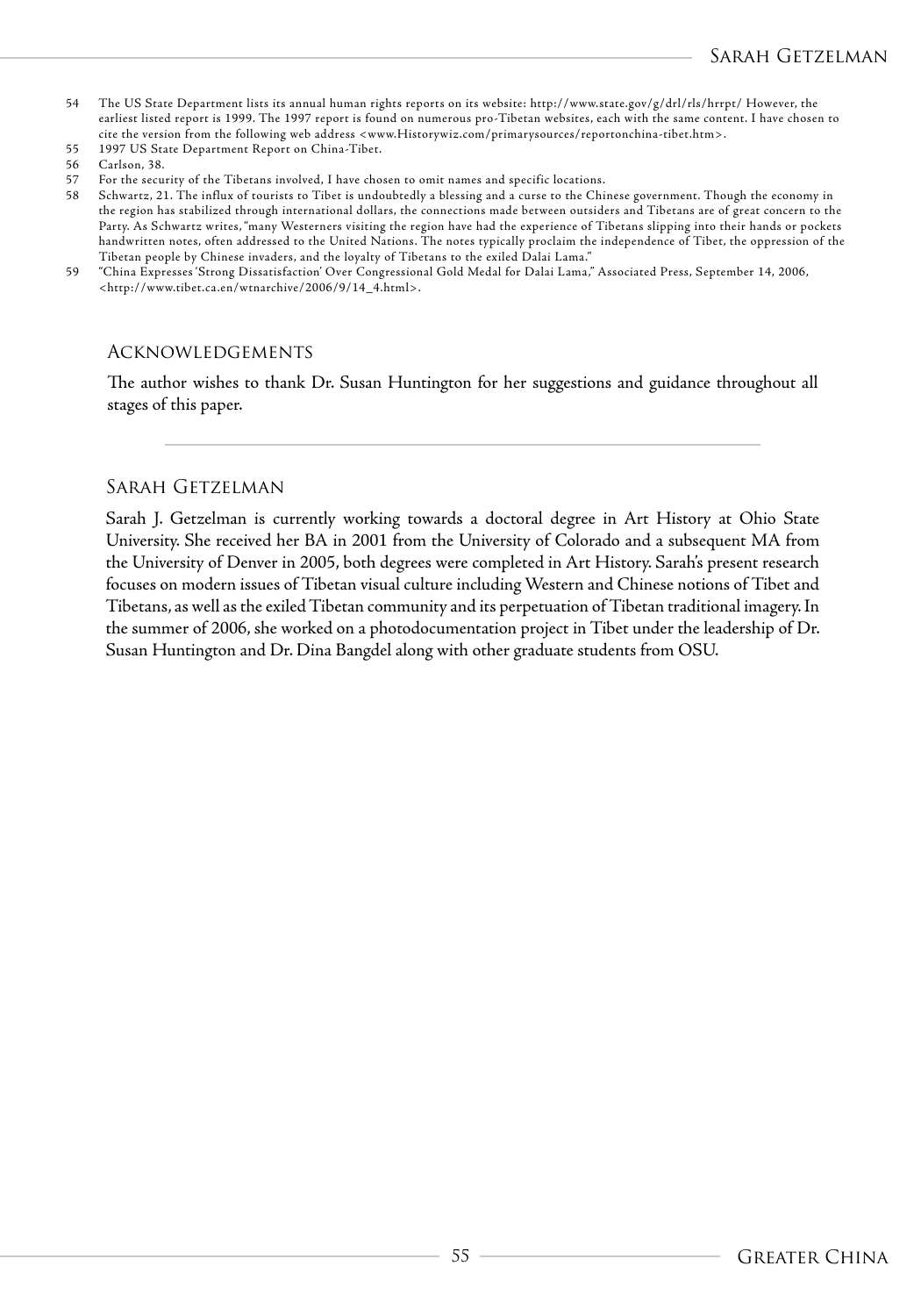54 The US State Department lists its annual human rights reports on its website: http://www.state.gov/g/drl/rls/hrrpt/ However, the earliest listed report is 1999. The 1997 report is found on numerous pro-Tibetan websites, each with the same content. I have chosen to cite the version from the following web address <www.Historywiz.com/primarysources/reportonchina-tibet.htm>.

55 1997 US State Department Report on China-Tibet.

56 Carlson, 38.

57 For the security of the Tibetans involved, I have chosen to omit names and specific locations.

58 Schwartz, 21. The influx of tourists to Tibet is undoubtedly a blessing and a curse to the Chinese government. Though the economy in the region has stabilized through international dollars, the connections made between outsiders and Tibetans are of great concern to the Party. As Schwartz writes, "many Westerners visiting the region have had the experience of Tibetans slipping into their hands or pockets handwritten notes, often addressed to the United Nations. The notes typically proclaim the independence of Tibet, the oppression of the Tibetan people by Chinese invaders, and the loyalty of Tibetans to the exiled Dalai Lama."

59 "China Expresses 'Strong Dissatisfaction' Over Congressional Gold Medal for Dalai Lama," Associated Press, September 14, 2006, <http://www.tibet.ca.en/wtnarchive/2006/9/14_4.html>.

## Acknowledgements

The author wishes to thank Dr. Susan Huntington for her suggestions and guidance throughout all stages of this paper.

## Sarah Getzelman

Sarah J. Getzelman is currently working towards a doctoral degree in Art History at Ohio State University. She received her BA in 2001 from the University of Colorado and a subsequent MA from the University of Denver in 2005, both degrees were completed in Art History. Sarah's present research focuses on modern issues of Tibetan visual culture including Western and Chinese notions of Tibet and Tibetans, as well as the exiled Tibetan community and its perpetuation of Tibetan traditional imagery. In the summer of 2006, she worked on a photodocumentation project in Tibet under the leadership of Dr. Susan Huntington and Dr. Dina Bangdel along with other graduate students from OSU.